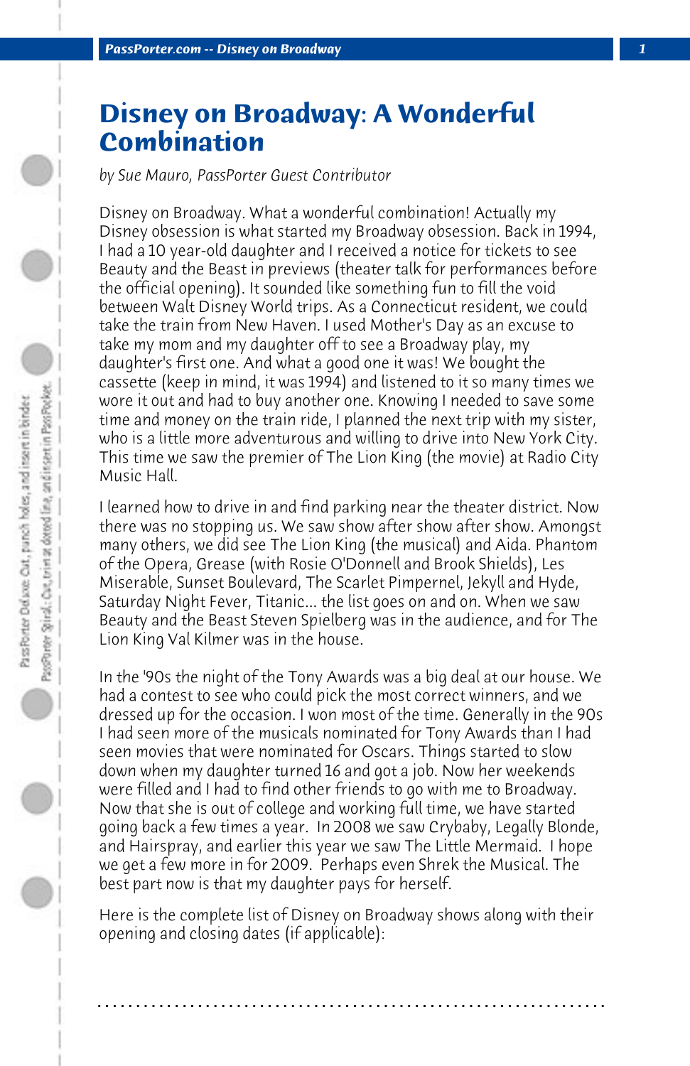# Disney on Broadway: A Wonderful Combination

*by Sue Mauro, PassPorter Guest Contributor*

Disney on Broadway. What a wonderful combination! Actually my Disney obsession is what started my Broadway obsession. Back in 1994, I had a 10 year-old daughter and I received a notice for tickets to see Beauty and the Beast in previews (theater talk for performances before the official opening). It sounded like something fun to fill the void between Walt Disney World trips. As a Connecticut resident, we could take the train from New Haven. I used Mother's Day as an excuse to take my mom and my daughter off to see a Broadway play, my daughter's first one. And what a good one it was! We bought the cassette (keep in mind, it was 1994) and listened to it so many times we wore it out and had to buy another one. Knowing I needed to save some time and money on the train ride, I planned the next trip with my sister, who is a little more adventurous and willing to drive into New York City. This time we saw the premier of The Lion King (the movie) at Radio City Music Hall.

I learned how to drive in and find parking near the theater district. Now there was no stopping us. We saw show after show after show. Amongst many others, we did see The Lion King (the musical) and Aida. Phantom of the Opera, Grease (with Rosie O'Donnell and Brook Shields), Les Miserable, Sunset Boulevard, The Scarlet Pimpernel, Jekyll and Hyde, Saturday Night Fever, Titanic... the list goes on and on. When we saw Beauty and the Beast Steven Spielberg was in the audience, and for The Lion King Val Kilmer was in the house.

In the '90s the night of the Tony Awards was a big deal at our house. We had a contest to see who could pick the most correct winners, and we dressed up for the occasion. I won most of the time. Generally in the 90s I had seen more of the musicals nominated for Tony Awards than I had seen movies that were nominated for Oscars. Things started to slow down when my daughter turned 16 and got a job. Now her weekends were filled and I had to find other friends to go with me to Broadway. Now that she is out of college and working full time, we have started going back a few times a year. In 2008 we saw Crybaby, Legally Blonde, and Hairspray, and earlier this year we saw The Little Mermaid. I hope we get a few more in for 2009. Perhaps even Shrek the Musical. The best part now is that my daughter pays for herself.

Here is the complete list of Disney on Broadway shows along with their opening and closing dates (if applicable):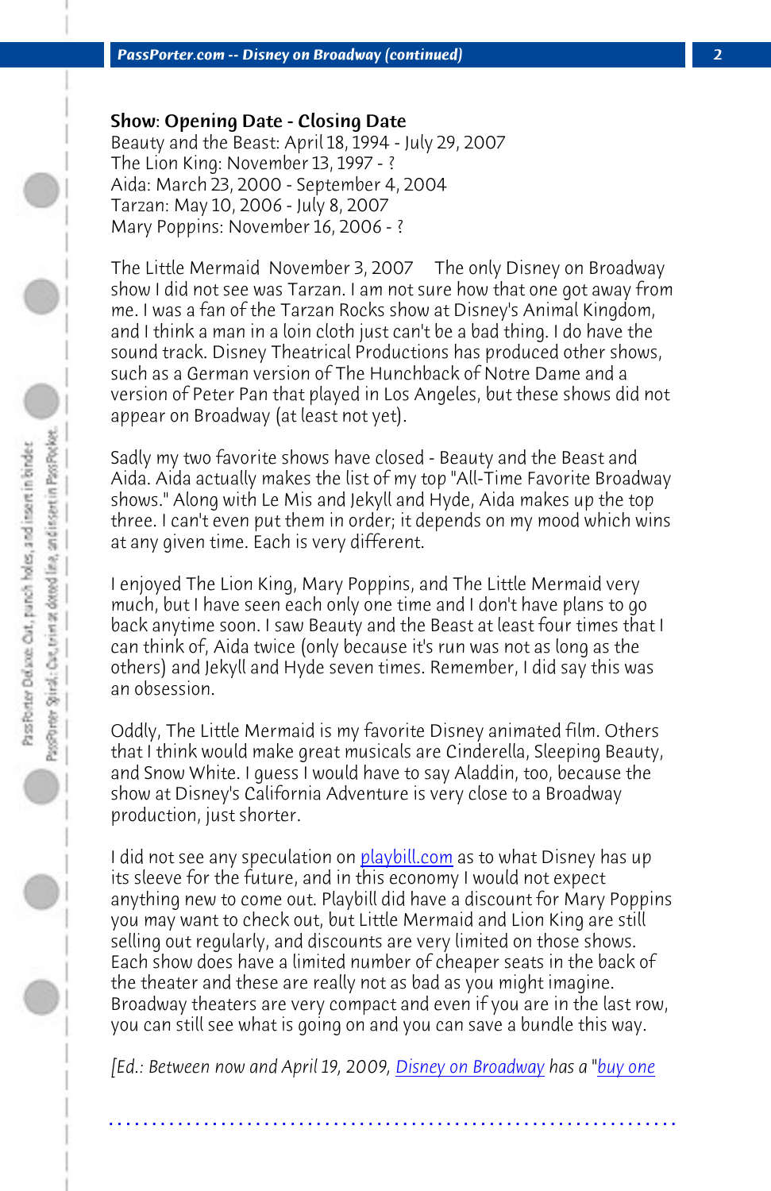**Show: Opening Date - Closing Date**
Beauty and the Beast: April 18, 1994 - July 29, 2007
The Lion King: November 13, 1997 - ?
Aida: March 23, 2000 - September 4, 2004
Tarzan: May 10, 2006 - July 8, 2007
Mary Poppins: November 16, 2006 - ?

The Little Mermaid November 3, 2007 The only Disney on Broadway show I did not see was Tarzan. I am not sure how that one got away from me. I was a fan of the Tarzan Rocks show at Disney's Animal Kingdom, and I think a man in a loin cloth just can't be a bad thing. I do have the sound track. Disney Theatrical Productions has produced other shows, such as a German version of The Hunchback of Notre Dame and a version of Peter Pan that played in Los Angeles, but these shows did not appear on Broadway (at least not yet).

Sadly my two favorite shows have closed - Beauty and the Beast and Aida. Aida actually makes the list of my top "All-Time Favorite Broadway shows." Along with Le Mis and Jekyll and Hyde, Aida makes up the top three. I can't even put them in order; it depends on my mood which wins at any given time. Each is very different.

I enjoyed The Lion King, Mary Poppins, and The Little Mermaid very much, but I have seen each only one time and I don't have plans to go back anytime soon. I saw Beauty and the Beast at least four times that I can think of, Aida twice (only because it's run was not as long as the others) and Jekyll and Hyde seven times. Remember, I did say this was an obsession.

Oddly, The Little Mermaid is my favorite Disney animated film. Others that I think would make great musicals are Cinderella, Sleeping Beauty, and Snow White. I guess I would have to say Aladdin, too, because the show at Disney's California Adventure is very close to a Broadway production, just shorter.

I did not see any speculation on playbill.com as to what Disney has up its sleeve for the future, and in this economy I would not expect anything new to come out. Playbill did have a discount for Mary Poppins you may want to check out, but Little Mermaid and Lion King are still selling out regularly, and discounts are very limited on those shows. Each show does have a limited number of cheaper seats in the back of the theater and these are really not as bad as you might imagine. Broadway theaters are very compact and even if you are in the last row, you can still see what is going on and you can save a bundle this way.

*[Ed.: Between now and April 19, 2009, Disney on Broadway has a "buy one*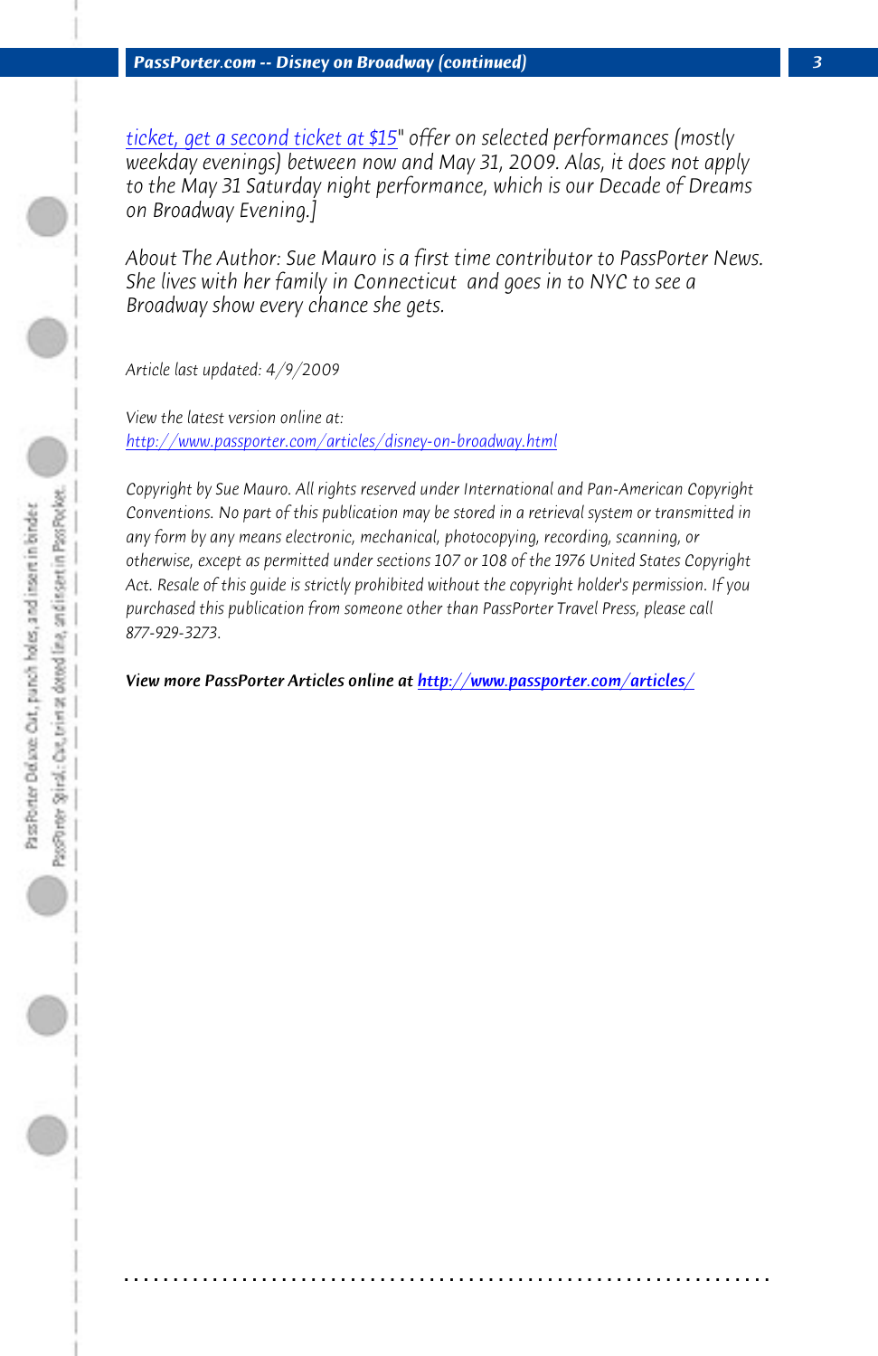ticket, get a second ticket at $15" offer on selected performances (mostly weekday evenings) between now and May 31, 2009. Alas, it does not apply to the May 31 Saturday night performance, which is our Decade of Dreams on Broadway Evening.]

*About The Author: Sue Mauro is a first time contributor to PassPorter News. She lives with her family in Connecticut and goes in to NYC to see a Broadway show every chance she gets.*

*Article last updated: 4/9/2009*

*View the latest version online at:*
*http://www.passporter.com/articles/disney-on-broadway.html*

*Copyright by Sue Mauro. All rights reserved under International and Pan-American Copyright Conventions. No part of this publication may be stored in a retrieval system or transmitted in any form by any means electronic, mechanical, photocopying, recording, scanning, or otherwise, except as permitted under sections 107 or 108 of the 1976 United States Copyright Act. Resale of this guide is strictly prohibited without the copyright holder's permission. If you purchased this publication from someone other than PassPorter Travel Press, please call 877-929-3273.*

***View more PassPorter Articles online at http://www.passporter.com/articles/***